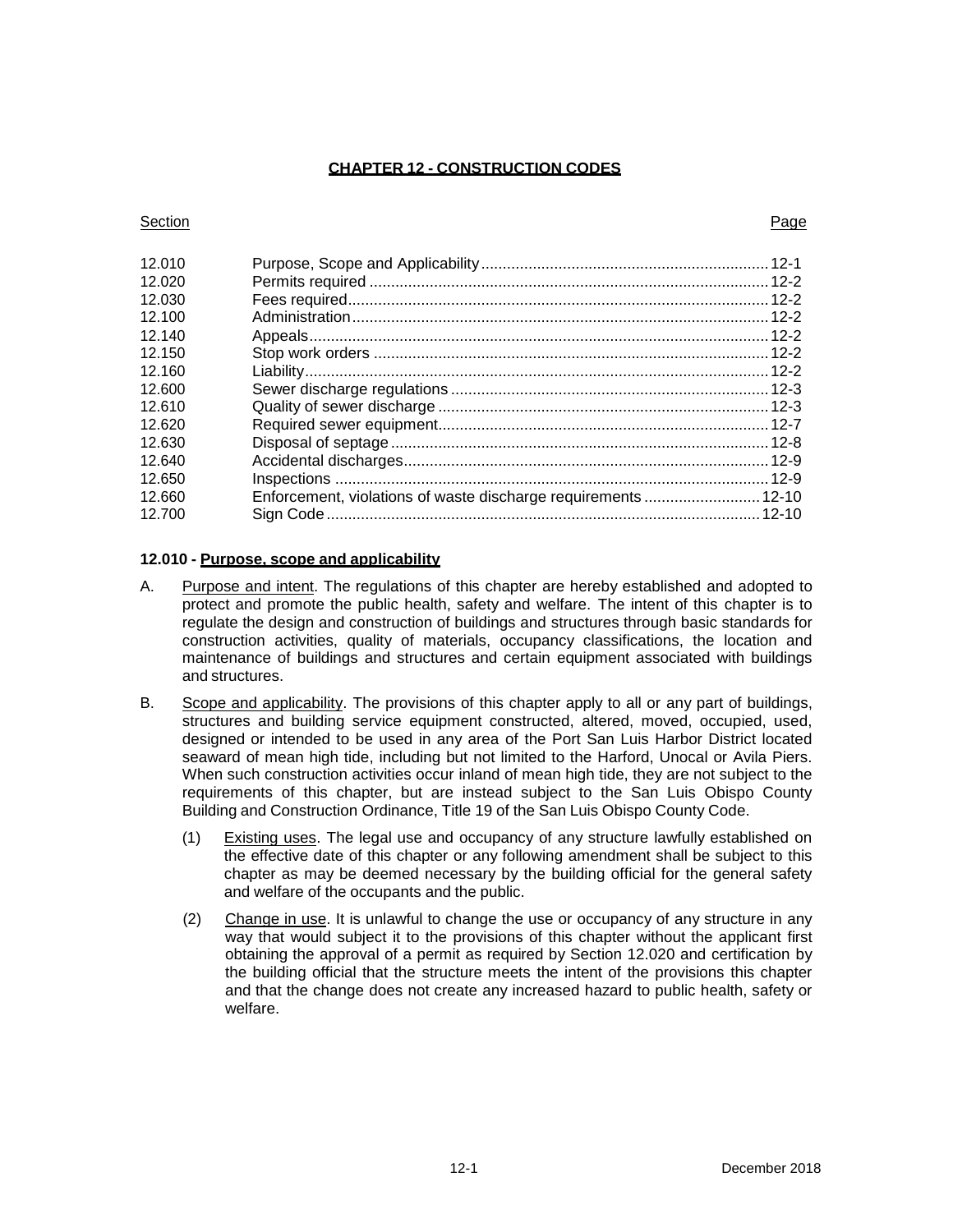# CHAPTER 12 - CONSTRUCTION CODES

| Section | | Page |
|---|---|---|
| 12.010 | Purpose, Scope and Applicability | 12-1 |
| 12.020 | Permits required | 12-2 |
| 12.030 | Fees required | 12-2 |
| 12.100 | Administration | 12-2 |
| 12.140 | Appeals | 12-2 |
| 12.150 | Stop work orders | 12-2 |
| 12.160 | Liability | 12-2 |
| 12.600 | Sewer discharge regulations | 12-3 |
| 12.610 | Quality of sewer discharge | 12-3 |
| 12.620 | Required sewer equipment | 12-7 |
| 12.630 | Disposal of septage | 12-8 |
| 12.640 | Accidental discharges | 12-9 |
| 12.650 | Inspections | 12-9 |
| 12.660 | Enforcement, violations of waste discharge requirements | 12-10 |
| 12.700 | Sign Code | 12-10 |

**12.010 - Purpose, scope and applicability**

A. Purpose and intent. The regulations of this chapter are hereby established and adopted to protect and promote the public health, safety and welfare. The intent of this chapter is to regulate the design and construction of buildings and structures through basic standards for construction activities, quality of materials, occupancy classifications, the location and maintenance of buildings and structures and certain equipment associated with buildings and structures.

B. Scope and applicability. The provisions of this chapter apply to all or any part of buildings, structures and building service equipment constructed, altered, moved, occupied, used, designed or intended to be used in any area of the Port San Luis Harbor District located seaward of mean high tide, including but not limited to the Harford, Unocal or Avila Piers. When such construction activities occur inland of mean high tide, they are not subject to the requirements of this chapter, but are instead subject to the San Luis Obispo County Building and Construction Ordinance, Title 19 of the San Luis Obispo County Code.

   (1) Existing uses. The legal use and occupancy of any structure lawfully established on the effective date of this chapter or any following amendment shall be subject to this chapter as may be deemed necessary by the building official for the general safety and welfare of the occupants and the public.

   (2) Change in use. It is unlawful to change the use or occupancy of any structure in any way that would subject it to the provisions of this chapter without the applicant first obtaining the approval of a permit as required by Section 12.020 and certification by the building official that the structure meets the intent of the provisions this chapter and that the change does not create any increased hazard to public health, safety or welfare.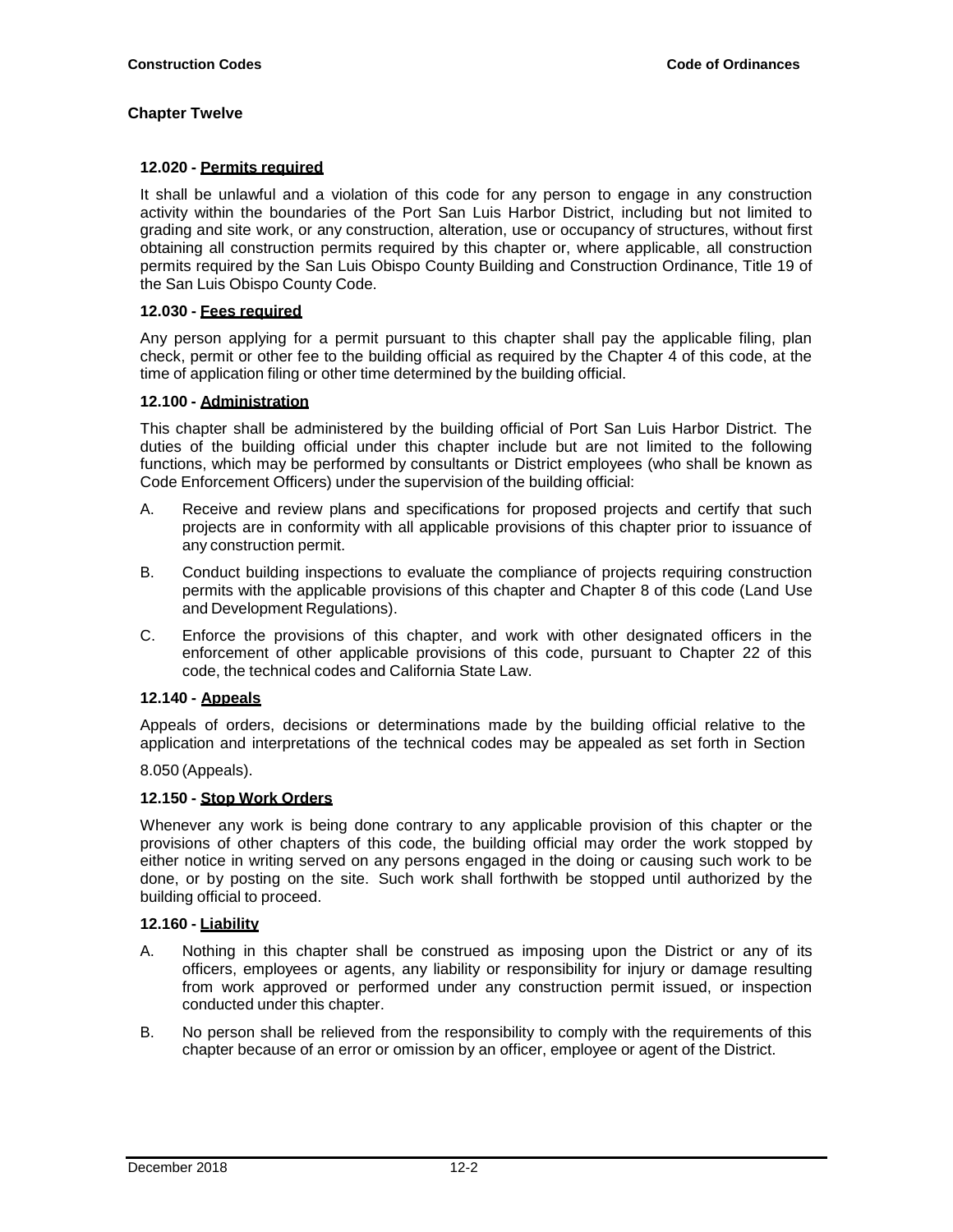## Chapter Twelve

### 12.020 - Permits required

It shall be unlawful and a violation of this code for any person to engage in any construction activity within the boundaries of the Port San Luis Harbor District, including but not limited to grading and site work, or any construction, alteration, use or occupancy of structures, without first obtaining all construction permits required by this chapter or, where applicable, all construction permits required by the San Luis Obispo County Building and Construction Ordinance, Title 19 of the San Luis Obispo County Code.

### 12.030 - Fees required

Any person applying for a permit pursuant to this chapter shall pay the applicable filing, plan check, permit or other fee to the building official as required by the Chapter 4 of this code, at the time of application filing or other time determined by the building official.

### 12.100 - Administration

This chapter shall be administered by the building official of Port San Luis Harbor District. The duties of the building official under this chapter include but are not limited to the following functions, which may be performed by consultants or District employees (who shall be known as Code Enforcement Officers) under the supervision of the building official:

A. Receive and review plans and specifications for proposed projects and certify that such projects are in conformity with all applicable provisions of this chapter prior to issuance of any construction permit.

B. Conduct building inspections to evaluate the compliance of projects requiring construction permits with the applicable provisions of this chapter and Chapter 8 of this code (Land Use and Development Regulations).

C. Enforce the provisions of this chapter, and work with other designated officers in the enforcement of other applicable provisions of this code, pursuant to Chapter 22 of this code, the technical codes and California State Law.

### 12.140 - Appeals

Appeals of orders, decisions or determinations made by the building official relative to the application and interpretations of the technical codes may be appealed as set forth in Section 8.050 (Appeals).

### 12.150 - Stop Work Orders

Whenever any work is being done contrary to any applicable provision of this chapter or the provisions of other chapters of this code, the building official may order the work stopped by either notice in writing served on any persons engaged in the doing or causing such work to be done, or by posting on the site. Such work shall forthwith be stopped until authorized by the building official to proceed.

### 12.160 - Liability

A. Nothing in this chapter shall be construed as imposing upon the District or any of its officers, employees or agents, any liability or responsibility for injury or damage resulting from work approved or performed under any construction permit issued, or inspection conducted under this chapter.

B. No person shall be relieved from the responsibility to comply with the requirements of this chapter because of an error or omission by an officer, employee or agent of the District.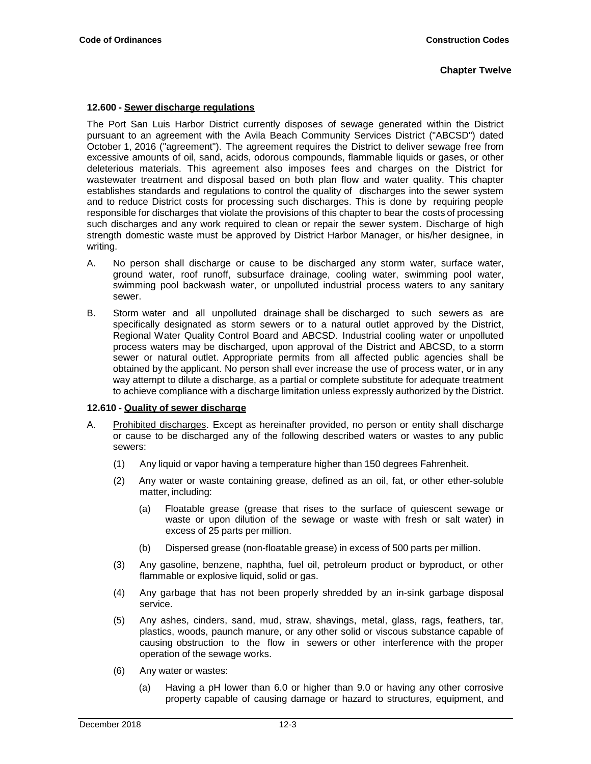**12.600 - Sewer discharge regulations**

The Port San Luis Harbor District currently disposes of sewage generated within the District pursuant to an agreement with the Avila Beach Community Services District ("ABCSD") dated October 1, 2016 ("agreement"). The agreement requires the District to deliver sewage free from excessive amounts of oil, sand, acids, odorous compounds, flammable liquids or gases, or other deleterious materials. This agreement also imposes fees and charges on the District for wastewater treatment and disposal based on both plan flow and water quality. This chapter establishes standards and regulations to control the quality of discharges into the sewer system and to reduce District costs for processing such discharges. This is done by requiring people responsible for discharges that violate the provisions of this chapter to bear the costs of processing such discharges and any work required to clean or repair the sewer system. Discharge of high strength domestic waste must be approved by District Harbor Manager, or his/her designee, in writing.

A. No person shall discharge or cause to be discharged any storm water, surface water, ground water, roof runoff, subsurface drainage, cooling water, swimming pool water, swimming pool backwash water, or unpolluted industrial process waters to any sanitary sewer.

B. Storm water and all unpolluted drainage shall be discharged to such sewers as are specifically designated as storm sewers or to a natural outlet approved by the District, Regional Water Quality Control Board and ABCSD. Industrial cooling water or unpolluted process waters may be discharged, upon approval of the District and ABCSD, to a storm sewer or natural outlet. Appropriate permits from all affected public agencies shall be obtained by the applicant. No person shall ever increase the use of process water, or in any way attempt to dilute a discharge, as a partial or complete substitute for adequate treatment to achieve compliance with a discharge limitation unless expressly authorized by the District.

**12.610 - Quality of sewer discharge**

A. Prohibited discharges. Except as hereinafter provided, no person or entity shall discharge or cause to be discharged any of the following described waters or wastes to any public sewers:

   (1) Any liquid or vapor having a temperature higher than 150 degrees Fahrenheit.

   (2) Any water or waste containing grease, defined as an oil, fat, or other ether-soluble matter, including:

      (a) Floatable grease (grease that rises to the surface of quiescent sewage or waste or upon dilution of the sewage or waste with fresh or salt water) in excess of 25 parts per million.

      (b) Dispersed grease (non-floatable grease) in excess of 500 parts per million.

   (3) Any gasoline, benzene, naphtha, fuel oil, petroleum product or byproduct, or other flammable or explosive liquid, solid or gas.

   (4) Any garbage that has not been properly shredded by an in-sink garbage disposal service.

   (5) Any ashes, cinders, sand, mud, straw, shavings, metal, glass, rags, feathers, tar, plastics, woods, paunch manure, or any other solid or viscous substance capable of causing obstruction to the flow in sewers or other interference with the proper operation of the sewage works.

   (6) Any water or wastes:

      (a) Having a pH lower than 6.0 or higher than 9.0 or having any other corrosive property capable of causing damage or hazard to structures, equipment, and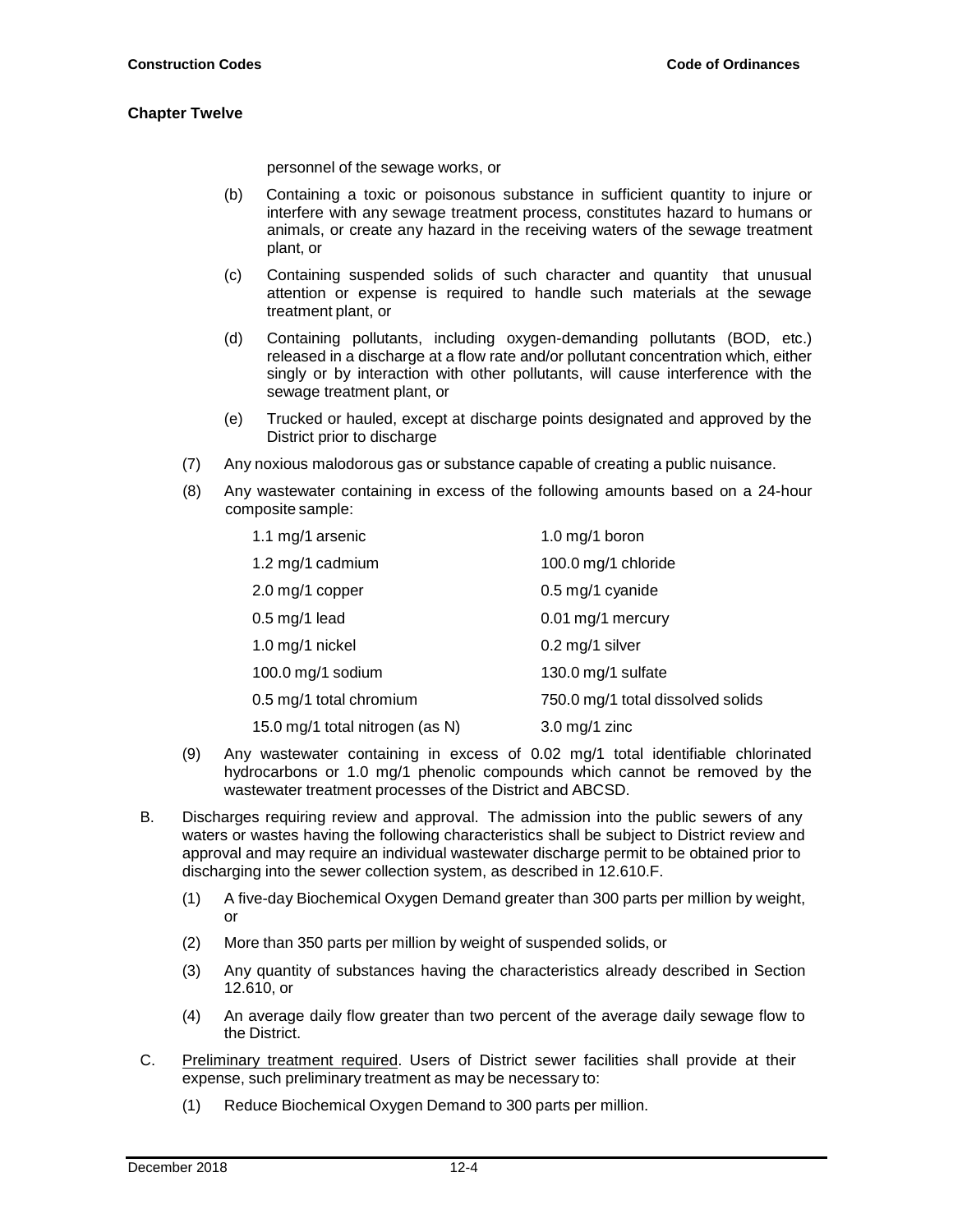personnel of the sewage works, or

(b) Containing a toxic or poisonous substance in sufficient quantity to injure or interfere with any sewage treatment process, constitutes hazard to humans or animals, or create any hazard in the receiving waters of the sewage treatment plant, or

(c) Containing suspended solids of such character and quantity that unusual attention or expense is required to handle such materials at the sewage treatment plant, or

(d) Containing pollutants, including oxygen-demanding pollutants (BOD, etc.) released in a discharge at a flow rate and/or pollutant concentration which, either singly or by interaction with other pollutants, will cause interference with the sewage treatment plant, or

(e) Trucked or hauled, except at discharge points designated and approved by the District prior to discharge

(7) Any noxious malodorous gas or substance capable of creating a public nuisance.

(8) Any wastewater containing in excess of the following amounts based on a 24-hour composite sample:

| | |
|---|---|
| 1.1 mg/1 arsenic | 1.0 mg/1 boron |
| 1.2 mg/1 cadmium | 100.0 mg/1 chloride |
| 2.0 mg/1 copper | 0.5 mg/1 cyanide |
| 0.5 mg/1 lead | 0.01 mg/1 mercury |
| 1.0 mg/1 nickel | 0.2 mg/1 silver |
| 100.0 mg/1 sodium | 130.0 mg/1 sulfate |
| 0.5 mg/1 total chromium | 750.0 mg/1 total dissolved solids |
| 15.0 mg/1 total nitrogen (as N) | 3.0 mg/1 zinc |

(9) Any wastewater containing in excess of 0.02 mg/1 total identifiable chlorinated hydrocarbons or 1.0 mg/1 phenolic compounds which cannot be removed by the wastewater treatment processes of the District and ABCSD.

B. Discharges requiring review and approval. The admission into the public sewers of any waters or wastes having the following characteristics shall be subject to District review and approval and may require an individual wastewater discharge permit to be obtained prior to discharging into the sewer collection system, as described in 12.610.F.

(1) A five-day Biochemical Oxygen Demand greater than 300 parts per million by weight, or

(2) More than 350 parts per million by weight of suspended solids, or

(3) Any quantity of substances having the characteristics already described in Section 12.610, or

(4) An average daily flow greater than two percent of the average daily sewage flow to the District.

C. Preliminary treatment required. Users of District sewer facilities shall provide at their expense, such preliminary treatment as may be necessary to:

(1) Reduce Biochemical Oxygen Demand to 300 parts per million.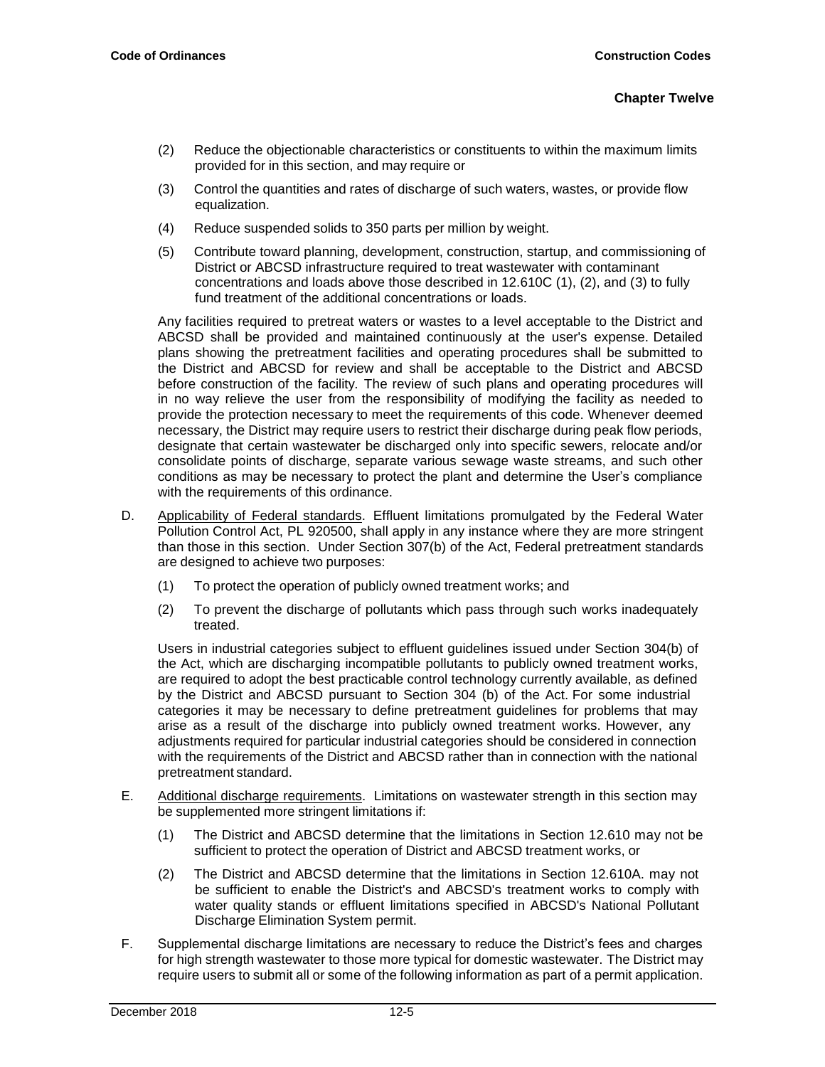(2) Reduce the objectionable characteristics or constituents to within the maximum limits provided for in this section, and may require or

(3) Control the quantities and rates of discharge of such waters, wastes, or provide flow equalization.

(4) Reduce suspended solids to 350 parts per million by weight.

(5) Contribute toward planning, development, construction, startup, and commissioning of District or ABCSD infrastructure required to treat wastewater with contaminant concentrations and loads above those described in 12.610C (1), (2), and (3) to fully fund treatment of the additional concentrations or loads.

Any facilities required to pretreat waters or wastes to a level acceptable to the District and ABCSD shall be provided and maintained continuously at the user's expense. Detailed plans showing the pretreatment facilities and operating procedures shall be submitted to the District and ABCSD for review and shall be acceptable to the District and ABCSD before construction of the facility. The review of such plans and operating procedures will in no way relieve the user from the responsibility of modifying the facility as needed to provide the protection necessary to meet the requirements of this code. Whenever deemed necessary, the District may require users to restrict their discharge during peak flow periods, designate that certain wastewater be discharged only into specific sewers, relocate and/or consolidate points of discharge, separate various sewage waste streams, and such other conditions as may be necessary to protect the plant and determine the User's compliance with the requirements of this ordinance.

D. Applicability of Federal standards. Effluent limitations promulgated by the Federal Water Pollution Control Act, PL 920500, shall apply in any instance where they are more stringent than those in this section. Under Section 307(b) of the Act, Federal pretreatment standards are designed to achieve two purposes:

(1) To protect the operation of publicly owned treatment works; and

(2) To prevent the discharge of pollutants which pass through such works inadequately treated.

Users in industrial categories subject to effluent guidelines issued under Section 304(b) of the Act, which are discharging incompatible pollutants to publicly owned treatment works, are required to adopt the best practicable control technology currently available, as defined by the District and ABCSD pursuant to Section 304 (b) of the Act. For some industrial categories it may be necessary to define pretreatment guidelines for problems that may arise as a result of the discharge into publicly owned treatment works. However, any adjustments required for particular industrial categories should be considered in connection with the requirements of the District and ABCSD rather than in connection with the national pretreatment standard.

E. Additional discharge requirements. Limitations on wastewater strength in this section may be supplemented more stringent limitations if:

(1) The District and ABCSD determine that the limitations in Section 12.610 may not be sufficient to protect the operation of District and ABCSD treatment works, or

(2) The District and ABCSD determine that the limitations in Section 12.610A. may not be sufficient to enable the District's and ABCSD's treatment works to comply with water quality stands or effluent limitations specified in ABCSD's National Pollutant Discharge Elimination System permit.

F. Supplemental discharge limitations are necessary to reduce the District's fees and charges for high strength wastewater to those more typical for domestic wastewater. The District may require users to submit all or some of the following information as part of a permit application.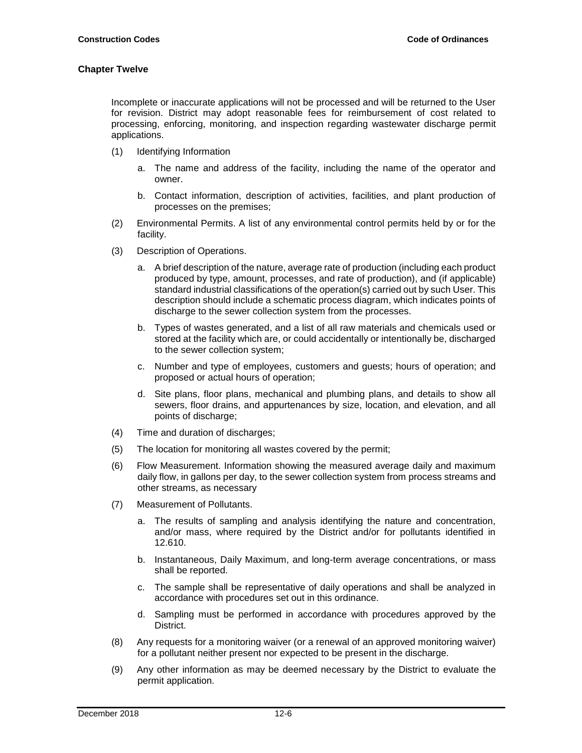Incomplete or inaccurate applications will not be processed and will be returned to the User for revision. District may adopt reasonable fees for reimbursement of cost related to processing, enforcing, monitoring, and inspection regarding wastewater discharge permit applications.

(1) Identifying Information

  a. The name and address of the facility, including the name of the operator and owner.

  b. Contact information, description of activities, facilities, and plant production of processes on the premises;

(2) Environmental Permits. A list of any environmental control permits held by or for the facility.

(3) Description of Operations.

  a. A brief description of the nature, average rate of production (including each product produced by type, amount, processes, and rate of production), and (if applicable) standard industrial classifications of the operation(s) carried out by such User. This description should include a schematic process diagram, which indicates points of discharge to the sewer collection system from the processes.

  b. Types of wastes generated, and a list of all raw materials and chemicals used or stored at the facility which are, or could accidentally or intentionally be, discharged to the sewer collection system;

  c. Number and type of employees, customers and guests; hours of operation; and proposed or actual hours of operation;

  d. Site plans, floor plans, mechanical and plumbing plans, and details to show all sewers, floor drains, and appurtenances by size, location, and elevation, and all points of discharge;

(4) Time and duration of discharges;

(5) The location for monitoring all wastes covered by the permit;

(6) Flow Measurement. Information showing the measured average daily and maximum daily flow, in gallons per day, to the sewer collection system from process streams and other streams, as necessary

(7) Measurement of Pollutants.

  a. The results of sampling and analysis identifying the nature and concentration, and/or mass, where required by the District and/or for pollutants identified in 12.610.

  b. Instantaneous, Daily Maximum, and long-term average concentrations, or mass shall be reported.

  c. The sample shall be representative of daily operations and shall be analyzed in accordance with procedures set out in this ordinance.

  d. Sampling must be performed in accordance with procedures approved by the District.

(8) Any requests for a monitoring waiver (or a renewal of an approved monitoring waiver) for a pollutant neither present nor expected to be present in the discharge.

(9) Any other information as may be deemed necessary by the District to evaluate the permit application.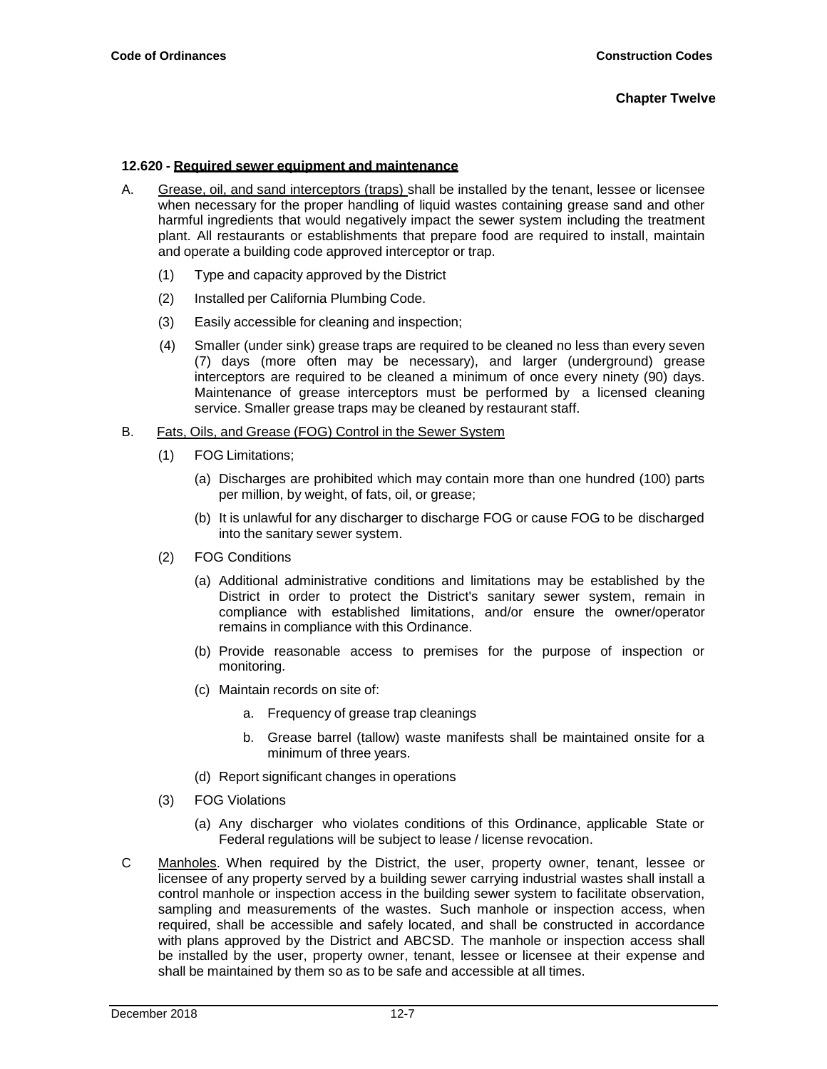### 12.620 - Required sewer equipment and maintenance

A. Grease, oil, and sand interceptors (traps) shall be installed by the tenant, lessee or licensee when necessary for the proper handling of liquid wastes containing grease sand and other harmful ingredients that would negatively impact the sewer system including the treatment plant. All restaurants or establishments that prepare food are required to install, maintain and operate a building code approved interceptor or trap.

   (1) Type and capacity approved by the District

   (2) Installed per California Plumbing Code.

   (3) Easily accessible for cleaning and inspection;

   (4) Smaller (under sink) grease traps are required to be cleaned no less than every seven (7) days (more often may be necessary), and larger (underground) grease interceptors are required to be cleaned a minimum of once every ninety (90) days. Maintenance of grease interceptors must be performed by a licensed cleaning service. Smaller grease traps may be cleaned by restaurant staff.

B. Fats, Oils, and Grease (FOG) Control in the Sewer System

   (1) FOG Limitations;

      (a) Discharges are prohibited which may contain more than one hundred (100) parts per million, by weight, of fats, oil, or grease;

      (b) It is unlawful for any discharger to discharge FOG or cause FOG to be discharged into the sanitary sewer system.

   (2) FOG Conditions

      (a) Additional administrative conditions and limitations may be established by the District in order to protect the District's sanitary sewer system, remain in compliance with established limitations, and/or ensure the owner/operator remains in compliance with this Ordinance.

      (b) Provide reasonable access to premises for the purpose of inspection or monitoring.

      (c) Maintain records on site of:

         a. Frequency of grease trap cleanings

         b. Grease barrel (tallow) waste manifests shall be maintained onsite for a minimum of three years.

      (d) Report significant changes in operations

   (3) FOG Violations

      (a) Any discharger who violates conditions of this Ordinance, applicable State or Federal regulations will be subject to lease / license revocation.

C Manholes. When required by the District, the user, property owner, tenant, lessee or licensee of any property served by a building sewer carrying industrial wastes shall install a control manhole or inspection access in the building sewer system to facilitate observation, sampling and measurements of the wastes. Such manhole or inspection access, when required, shall be accessible and safely located, and shall be constructed in accordance with plans approved by the District and ABCSD. The manhole or inspection access shall be installed by the user, property owner, tenant, lessee or licensee at their expense and shall be maintained by them so as to be safe and accessible at all times.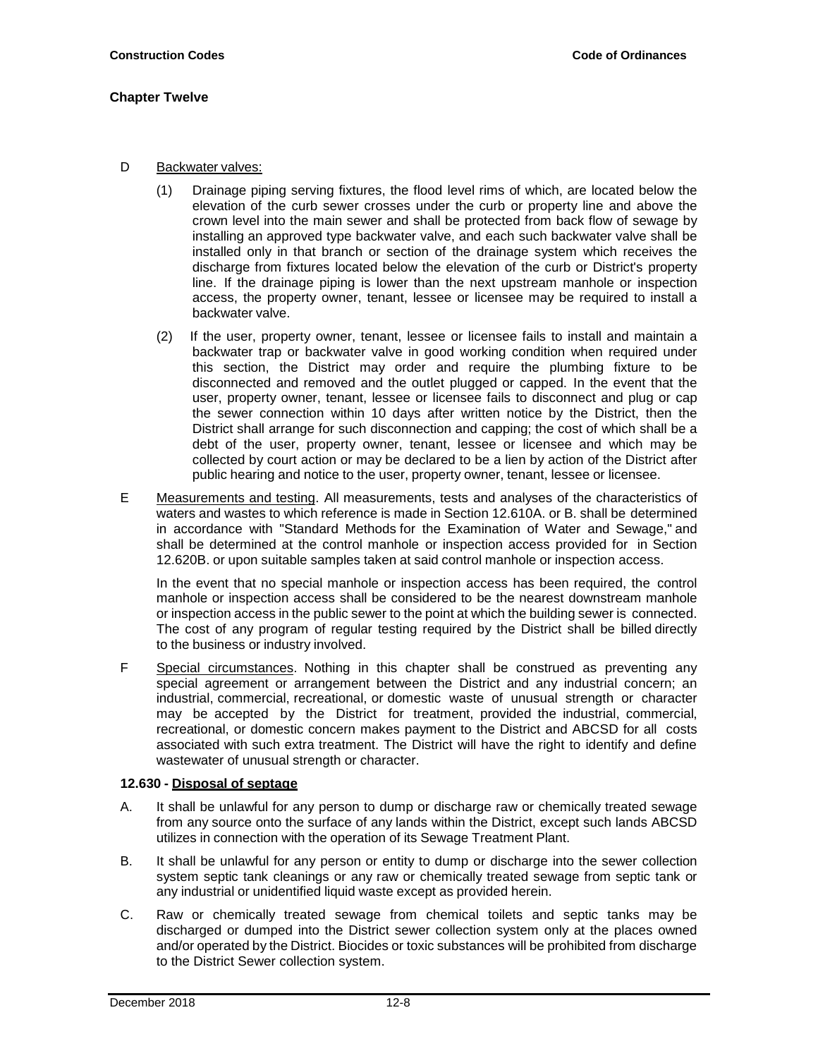D Backwater valves:

(1) Drainage piping serving fixtures, the flood level rims of which, are located below the elevation of the curb sewer crosses under the curb or property line and above the crown level into the main sewer and shall be protected from back flow of sewage by installing an approved type backwater valve, and each such backwater valve shall be installed only in that branch or section of the drainage system which receives the discharge from fixtures located below the elevation of the curb or District's property line. If the drainage piping is lower than the next upstream manhole or inspection access, the property owner, tenant, lessee or licensee may be required to install a backwater valve.

(2) If the user, property owner, tenant, lessee or licensee fails to install and maintain a backwater trap or backwater valve in good working condition when required under this section, the District may order and require the plumbing fixture to be disconnected and removed and the outlet plugged or capped. In the event that the user, property owner, tenant, lessee or licensee fails to disconnect and plug or cap the sewer connection within 10 days after written notice by the District, then the District shall arrange for such disconnection and capping; the cost of which shall be a debt of the user, property owner, tenant, lessee or licensee and which may be collected by court action or may be declared to be a lien by action of the District after public hearing and notice to the user, property owner, tenant, lessee or licensee.

E Measurements and testing. All measurements, tests and analyses of the characteristics of waters and wastes to which reference is made in Section 12.610A. or B. shall be determined in accordance with "Standard Methods for the Examination of Water and Sewage," and shall be determined at the control manhole or inspection access provided for in Section 12.620B. or upon suitable samples taken at said control manhole or inspection access.

In the event that no special manhole or inspection access has been required, the control manhole or inspection access shall be considered to be the nearest downstream manhole or inspection access in the public sewer to the point at which the building sewer is connected. The cost of any program of regular testing required by the District shall be billed directly to the business or industry involved.

F Special circumstances. Nothing in this chapter shall be construed as preventing any special agreement or arrangement between the District and any industrial concern; an industrial, commercial, recreational, or domestic waste of unusual strength or character may be accepted by the District for treatment, provided the industrial, commercial, recreational, or domestic concern makes payment to the District and ABCSD for all costs associated with such extra treatment. The District will have the right to identify and define wastewater of unusual strength or character.

**12.630 - Disposal of septage**

A. It shall be unlawful for any person to dump or discharge raw or chemically treated sewage from any source onto the surface of any lands within the District, except such lands ABCSD utilizes in connection with the operation of its Sewage Treatment Plant.

B. It shall be unlawful for any person or entity to dump or discharge into the sewer collection system septic tank cleanings or any raw or chemically treated sewage from septic tank or any industrial or unidentified liquid waste except as provided herein.

C. Raw or chemically treated sewage from chemical toilets and septic tanks may be discharged or dumped into the District sewer collection system only at the places owned and/or operated by the District. Biocides or toxic substances will be prohibited from discharge to the District Sewer collection system.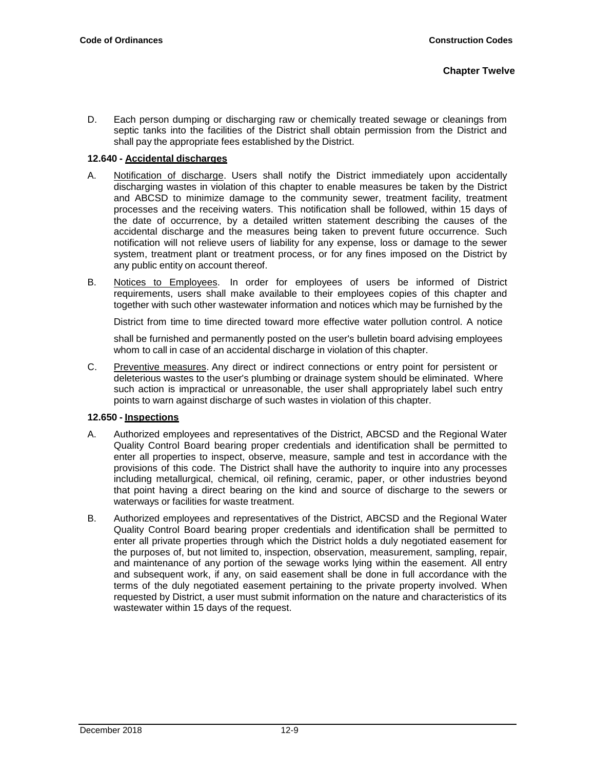D. Each person dumping or discharging raw or chemically treated sewage or cleanings from septic tanks into the facilities of the District shall obtain permission from the District and shall pay the appropriate fees established by the District.

### 12.640 - Accidental discharges

A. Notification of discharge. Users shall notify the District immediately upon accidentally discharging wastes in violation of this chapter to enable measures be taken by the District and ABCSD to minimize damage to the community sewer, treatment facility, treatment processes and the receiving waters. This notification shall be followed, within 15 days of the date of occurrence, by a detailed written statement describing the causes of the accidental discharge and the measures being taken to prevent future occurrence. Such notification will not relieve users of liability for any expense, loss or damage to the sewer system, treatment plant or treatment process, or for any fines imposed on the District by any public entity on account thereof.

B. Notices to Employees. In order for employees of users be informed of District requirements, users shall make available to their employees copies of this chapter and together with such other wastewater information and notices which may be furnished by the District from time to time directed toward more effective water pollution control. A notice shall be furnished and permanently posted on the user's bulletin board advising employees whom to call in case of an accidental discharge in violation of this chapter.

C. Preventive measures. Any direct or indirect connections or entry point for persistent or deleterious wastes to the user's plumbing or drainage system should be eliminated. Where such action is impractical or unreasonable, the user shall appropriately label such entry points to warn against discharge of such wastes in violation of this chapter.

### 12.650 - Inspections

A. Authorized employees and representatives of the District, ABCSD and the Regional Water Quality Control Board bearing proper credentials and identification shall be permitted to enter all properties to inspect, observe, measure, sample and test in accordance with the provisions of this code. The District shall have the authority to inquire into any processes including metallurgical, chemical, oil refining, ceramic, paper, or other industries beyond that point having a direct bearing on the kind and source of discharge to the sewers or waterways or facilities for waste treatment.

B. Authorized employees and representatives of the District, ABCSD and the Regional Water Quality Control Board bearing proper credentials and identification shall be permitted to enter all private properties through which the District holds a duly negotiated easement for the purposes of, but not limited to, inspection, observation, measurement, sampling, repair, and maintenance of any portion of the sewage works lying within the easement. All entry and subsequent work, if any, on said easement shall be done in full accordance with the terms of the duly negotiated easement pertaining to the private property involved. When requested by District, a user must submit information on the nature and characteristics of its wastewater within 15 days of the request.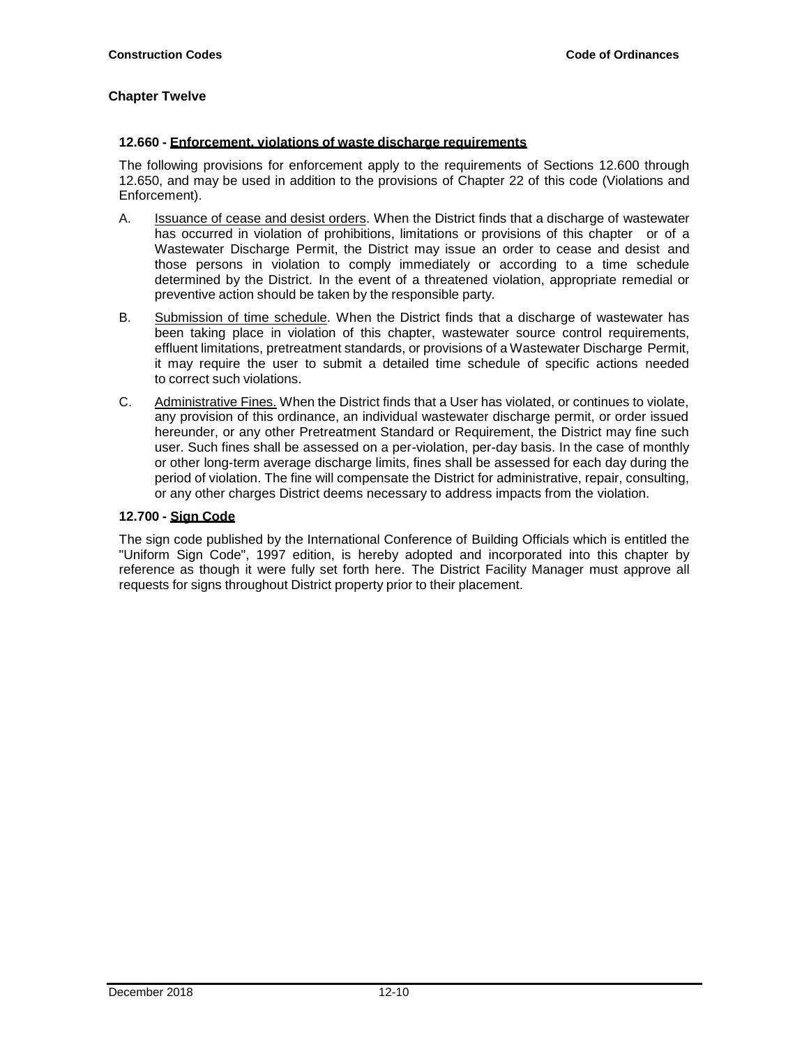## Chapter Twelve

### 12.660 - Enforcement, violations of waste discharge requirements

The following provisions for enforcement apply to the requirements of Sections 12.600 through 12.650, and may be used in addition to the provisions of Chapter 22 of this code (Violations and Enforcement).

A. Issuance of cease and desist orders. When the District finds that a discharge of wastewater has occurred in violation of prohibitions, limitations or provisions of this chapter or of a Wastewater Discharge Permit, the District may issue an order to cease and desist and those persons in violation to comply immediately or according to a time schedule determined by the District. In the event of a threatened violation, appropriate remedial or preventive action should be taken by the responsible party.

B. Submission of time schedule. When the District finds that a discharge of wastewater has been taking place in violation of this chapter, wastewater source control requirements, effluent limitations, pretreatment standards, or provisions of a Wastewater Discharge Permit, it may require the user to submit a detailed time schedule of specific actions needed to correct such violations.

C. Administrative Fines. When the District finds that a User has violated, or continues to violate, any provision of this ordinance, an individual wastewater discharge permit, or order issued hereunder, or any other Pretreatment Standard or Requirement, the District may fine such user. Such fines shall be assessed on a per-violation, per-day basis. In the case of monthly or other long-term average discharge limits, fines shall be assessed for each day during the period of violation. The fine will compensate the District for administrative, repair, consulting, or any other charges District deems necessary to address impacts from the violation.

### 12.700 - Sign Code

The sign code published by the International Conference of Building Officials which is entitled the "Uniform Sign Code", 1997 edition, is hereby adopted and incorporated into this chapter by reference as though it were fully set forth here. The District Facility Manager must approve all requests for signs throughout District property prior to their placement.